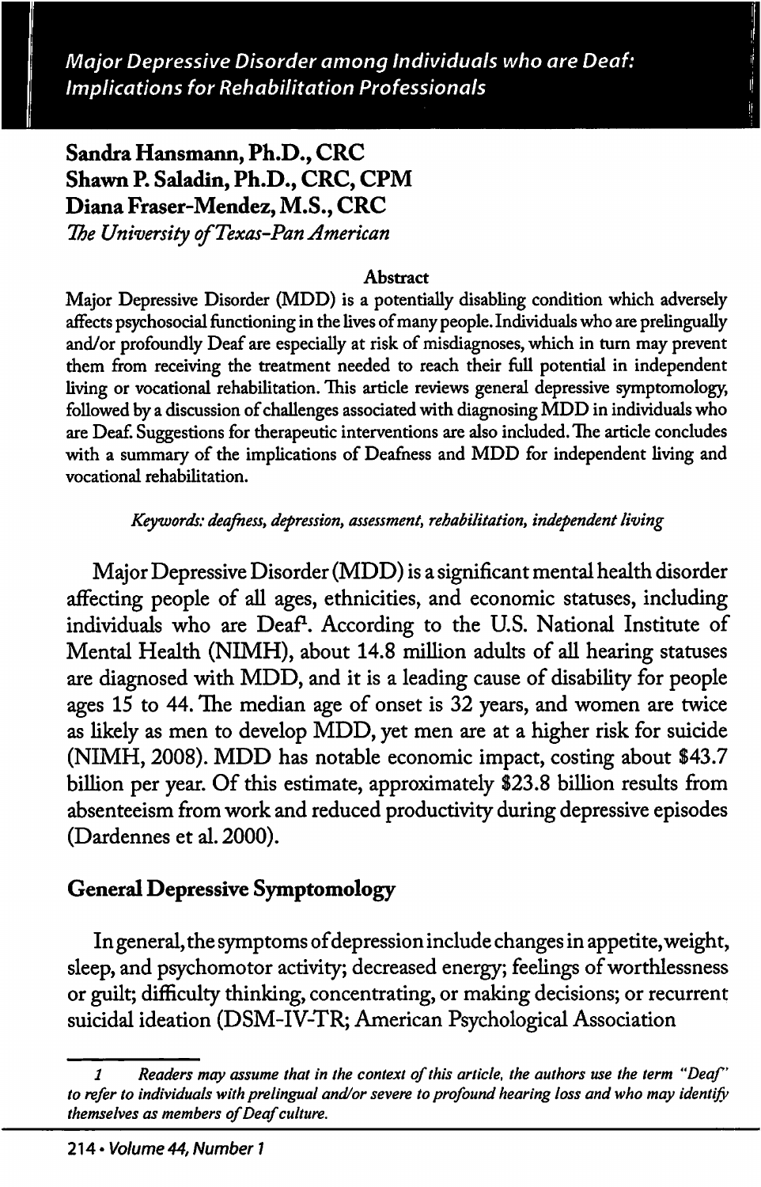# Major Depressive Disorder among Individuals who are Deaf: Implications for Rehabilitation Professionals

**Sandra Hansmann, Ph.D., CRC**
**Shawn P. Saladin, Ph.D., CRC, CPM**
**Diana Fraser-Mendez, M.S., CRC**
*The University of Texas-Pan American*

**Abstract**

Major Depressive Disorder (MDD) is a potentially disabling condition which adversely affects psychosocial functioning in the lives of many people. Individuals who are prelingually and/or profoundly Deaf are especially at risk of misdiagnoses, which in turn may prevent them from receiving the treatment needed to reach their full potential in independent living or vocational rehabilitation. This article reviews general depressive symptomology, followed by a discussion of challenges associated with diagnosing MDD in individuals who are Deaf. Suggestions for therapeutic interventions are also included. The article concludes with a summary of the implications of Deafness and MDD for independent living and vocational rehabilitation.

*Keywords: deafness, depression, assessment, rehabilitation, independent living*

Major Depressive Disorder (MDD) is a significant mental health disorder affecting people of all ages, ethnicities, and economic statuses, including individuals who are Deaf[1]. According to the U.S. National Institute of Mental Health (NIMH), about 14.8 million adults of all hearing statuses are diagnosed with MDD, and it is a leading cause of disability for people ages 15 to 44. The median age of onset is 32 years, and women are twice as likely as men to develop MDD, yet men are at a higher risk for suicide (NIMH, 2008). MDD has notable economic impact, costing about $43.7 billion per year. Of this estimate, approximately $23.8 billion results from absenteeism from work and reduced productivity during depressive episodes (Dardennes et al. 2000).

## General Depressive Symptomology

In general, the symptoms of depression include changes in appetite, weight, sleep, and psychomotor activity; decreased energy; feelings of worthlessness or guilt; difficulty thinking, concentrating, or making decisions; or recurrent suicidal ideation (DSM-IV-TR; American Psychological Association

---

*1 Readers may assume that in the context of this article, the authors use the term "Deaf" to refer to individuals with prelingual and/or severe to profound hearing loss and who may identify themselves as members of Deaf culture.*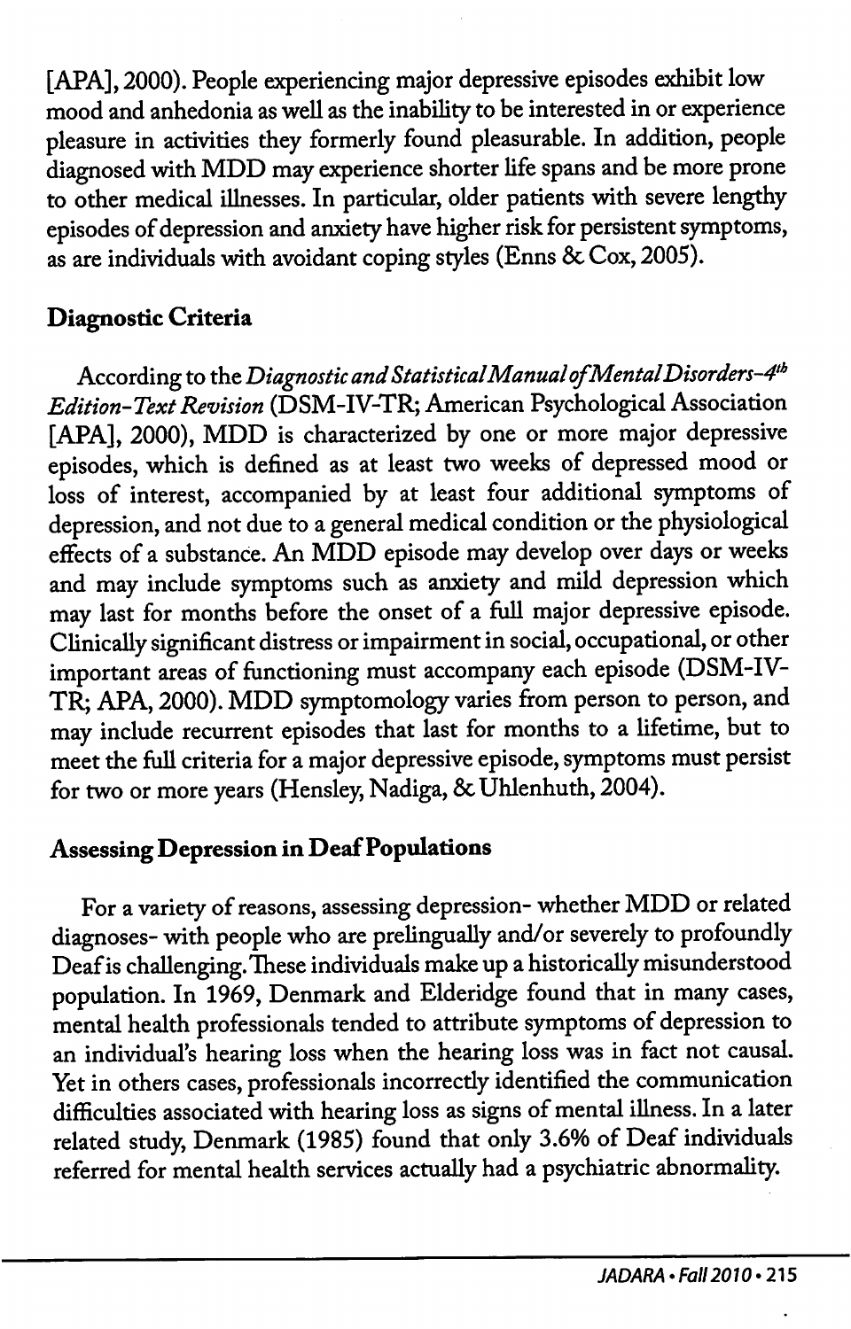[APA], 2000). People experiencing major depressive episodes exhibit low mood and anhedonia as well as the inability to be interested in or experience pleasure in activities they formerly found pleasurable. In addition, people diagnosed with MDD may experience shorter life spans and be more prone to other medical illnesses. In particular, older patients with severe lengthy episodes of depression and anxiety have higher risk for persistent symptoms, as are individuals with avoidant coping styles (Enns & Cox, 2005).

## Diagnostic Criteria

According to the *Diagnostic and Statistical Manual of Mental Disorders–4th Edition-Text Revision* (DSM-IV-TR; American Psychological Association [APA], 2000), MDD is characterized by one or more major depressive episodes, which is defined as at least two weeks of depressed mood or loss of interest, accompanied by at least four additional symptoms of depression, and not due to a general medical condition or the physiological effects of a substance. An MDD episode may develop over days or weeks and may include symptoms such as anxiety and mild depression which may last for months before the onset of a full major depressive episode. Clinically significant distress or impairment in social, occupational, or other important areas of functioning must accompany each episode (DSM-IV-TR; APA, 2000). MDD symptomology varies from person to person, and may include recurrent episodes that last for months to a lifetime, but to meet the full criteria for a major depressive episode, symptoms must persist for two or more years (Hensley, Nadiga, & Uhlenhuth, 2004).

## Assessing Depression in Deaf Populations

For a variety of reasons, assessing depression- whether MDD or related diagnoses- with people who are prelingually and/or severely to profoundly Deaf is challenging. These individuals make up a historically misunderstood population. In 1969, Denmark and Elderidge found that in many cases, mental health professionals tended to attribute symptoms of depression to an individual's hearing loss when the hearing loss was in fact not causal. Yet in others cases, professionals incorrectly identified the communication difficulties associated with hearing loss as signs of mental illness. In a later related study, Denmark (1985) found that only 3.6% of Deaf individuals referred for mental health services actually had a psychiatric abnormality.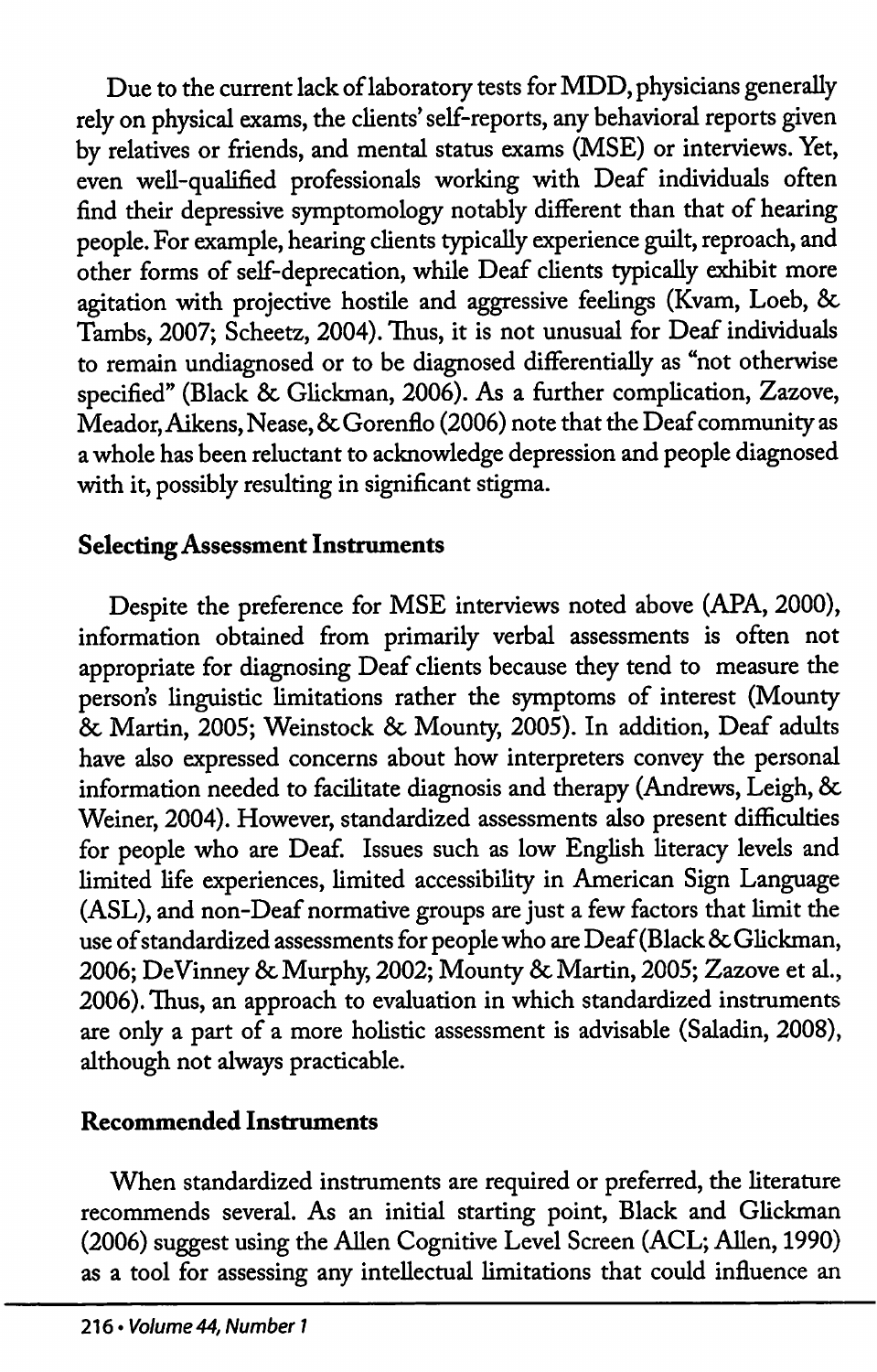Due to the current lack of laboratory tests for MDD, physicians generally rely on physical exams, the clients' self-reports, any behavioral reports given by relatives or friends, and mental status exams (MSE) or interviews. Yet, even well-qualified professionals working with Deaf individuals often find their depressive symptomology notably different than that of hearing people. For example, hearing clients typically experience guilt, reproach, and other forms of self-deprecation, while Deaf clients typically exhibit more agitation with projective hostile and aggressive feelings (Kvam, Loeb, & Tambs, 2007; Scheetz, 2004). Thus, it is not unusual for Deaf individuals to remain undiagnosed or to be diagnosed differentially as "not otherwise specified" (Black & Glickman, 2006). As a further complication, Zazove, Meador, Aikens, Nease, & Gorenflo (2006) note that the Deaf community as a whole has been reluctant to acknowledge depression and people diagnosed with it, possibly resulting in significant stigma.

## Selecting Assessment Instruments

Despite the preference for MSE interviews noted above (APA, 2000), information obtained from primarily verbal assessments is often not appropriate for diagnosing Deaf clients because they tend to measure the person's linguistic limitations rather the symptoms of interest (Mounty & Martin, 2005; Weinstock & Mounty, 2005). In addition, Deaf adults have also expressed concerns about how interpreters convey the personal information needed to facilitate diagnosis and therapy (Andrews, Leigh, & Weiner, 2004). However, standardized assessments also present difficulties for people who are Deaf. Issues such as low English literacy levels and limited life experiences, limited accessibility in American Sign Language (ASL), and non-Deaf normative groups are just a few factors that limit the use of standardized assessments for people who are Deaf (Black & Glickman, 2006; DeVinney & Murphy, 2002; Mounty & Martin, 2005; Zazove et al., 2006). Thus, an approach to evaluation in which standardized instruments are only a part of a more holistic assessment is advisable (Saladin, 2008), although not always practicable.

## Recommended Instruments

When standardized instruments are required or preferred, the literature recommends several. As an initial starting point, Black and Glickman (2006) suggest using the Allen Cognitive Level Screen (ACL; Allen, 1990) as a tool for assessing any intellectual limitations that could influence an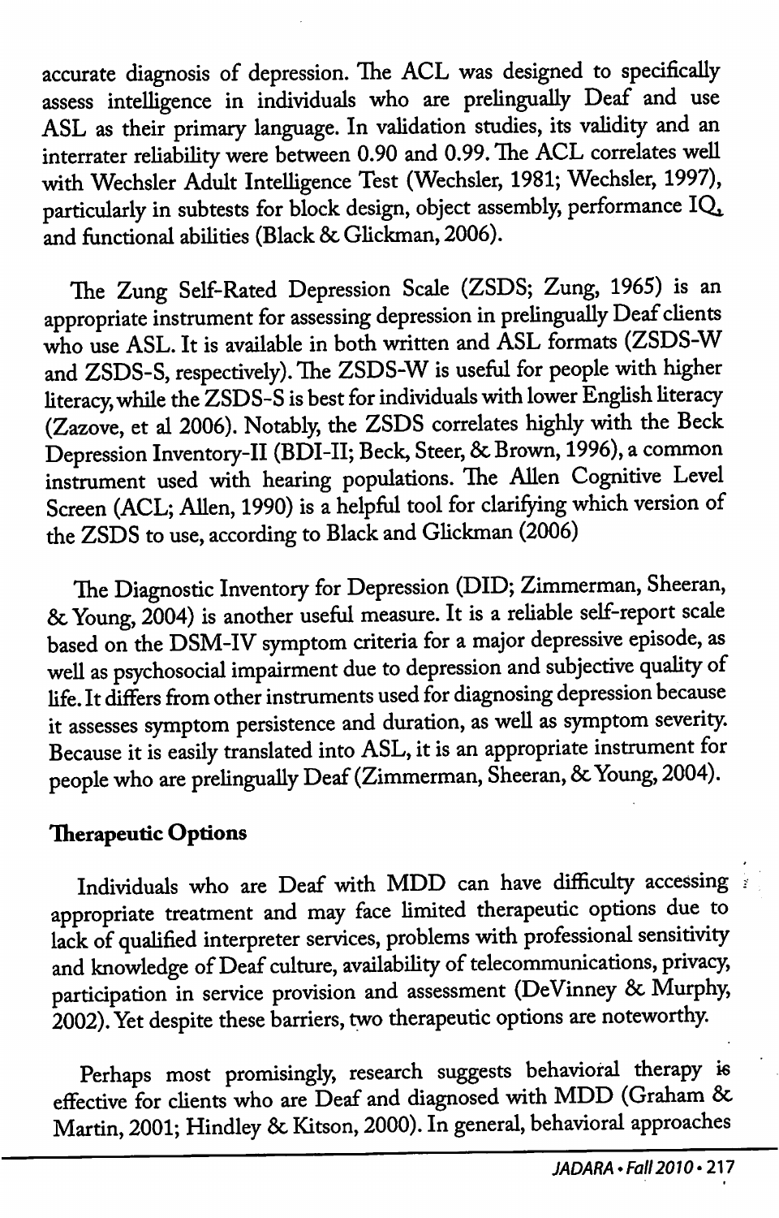accurate diagnosis of depression. The ACL was designed to specifically assess intelligence in individuals who are prelingually Deaf and use ASL as their primary language. In validation studies, its validity and an interrater reliability were between 0.90 and 0.99. The ACL correlates well with Wechsler Adult Intelligence Test (Wechsler, 1981; Wechsler, 1997), particularly in subtests for block design, object assembly, performance IQ, and functional abilities (Black & Glickman, 2006).

The Zung Self-Rated Depression Scale (ZSDS; Zung, 1965) is an appropriate instrument for assessing depression in prelingually Deaf clients who use ASL. It is available in both written and ASL formats (ZSDS-W and ZSDS-S, respectively). The ZSDS-W is useful for people with higher literacy, while the ZSDS-S is best for individuals with lower English literacy (Zazove, et al 2006). Notably, the ZSDS correlates highly with the Beck Depression Inventory-II (BDI-II; Beck, Steer, & Brown, 1996), a common instrument used with hearing populations. The Allen Cognitive Level Screen (ACL; Allen, 1990) is a helpful tool for clarifying which version of the ZSDS to use, according to Black and Glickman (2006)

The Diagnostic Inventory for Depression (DID; Zimmerman, Sheeran, & Young, 2004) is another useful measure. It is a reliable self-report scale based on the DSM-IV symptom criteria for a major depressive episode, as well as psychosocial impairment due to depression and subjective quality of life. It differs from other instruments used for diagnosing depression because it assesses symptom persistence and duration, as well as symptom severity. Because it is easily translated into ASL, it is an appropriate instrument for people who are prelingually Deaf (Zimmerman, Sheeran, & Young, 2004).

### Therapeutic Options

Individuals who are Deaf with MDD can have difficulty accessing appropriate treatment and may face limited therapeutic options due to lack of qualified interpreter services, problems with professional sensitivity and knowledge of Deaf culture, availability of telecommunications, privacy, participation in service provision and assessment (DeVinney & Murphy, 2002). Yet despite these barriers, two therapeutic options are noteworthy.

Perhaps most promisingly, research suggests behavioral therapy is effective for clients who are Deaf and diagnosed with MDD (Graham & Martin, 2001; Hindley & Kitson, 2000). In general, behavioral approaches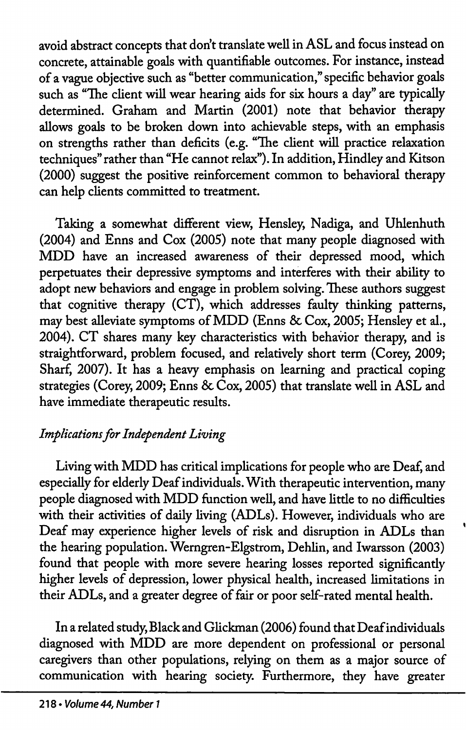avoid abstract concepts that don't translate well in ASL and focus instead on concrete, attainable goals with quantifiable outcomes. For instance, instead of a vague objective such as "better communication," specific behavior goals such as "The client will wear hearing aids for six hours a day" are typically determined. Graham and Martin (2001) note that behavior therapy allows goals to be broken down into achievable steps, with an emphasis on strengths rather than deficits (e.g. "The client will practice relaxation techniques" rather than "He cannot relax"). In addition, Hindley and Kitson (2000) suggest the positive reinforcement common to behavioral therapy can help clients committed to treatment.

Taking a somewhat different view, Hensley, Nadiga, and Uhlenhuth (2004) and Enns and Cox (2005) note that many people diagnosed with MDD have an increased awareness of their depressed mood, which perpetuates their depressive symptoms and interferes with their ability to adopt new behaviors and engage in problem solving. These authors suggest that cognitive therapy (CT), which addresses faulty thinking patterns, may best alleviate symptoms of MDD (Enns & Cox, 2005; Hensley et al., 2004). CT shares many key characteristics with behavior therapy, and is straightforward, problem focused, and relatively short term (Corey, 2009; Sharf, 2007). It has a heavy emphasis on learning and practical coping strategies (Corey, 2009; Enns & Cox, 2005) that translate well in ASL and have immediate therapeutic results.

### *Implications for Independent Living*

Living with MDD has critical implications for people who are Deaf, and especially for elderly Deaf individuals. With therapeutic intervention, many people diagnosed with MDD function well, and have little to no difficulties with their activities of daily living (ADLs). However, individuals who are Deaf may experience higher levels of risk and disruption in ADLs than the hearing population. Werngren-Elgstrom, Dehlin, and Iwarsson (2003) found that people with more severe hearing losses reported significantly higher levels of depression, lower physical health, increased limitations in their ADLs, and a greater degree of fair or poor self-rated mental health.

In a related study, Black and Glickman (2006) found that Deaf individuals diagnosed with MDD are more dependent on professional or personal caregivers than other populations, relying on them as a major source of communication with hearing society. Furthermore, they have greater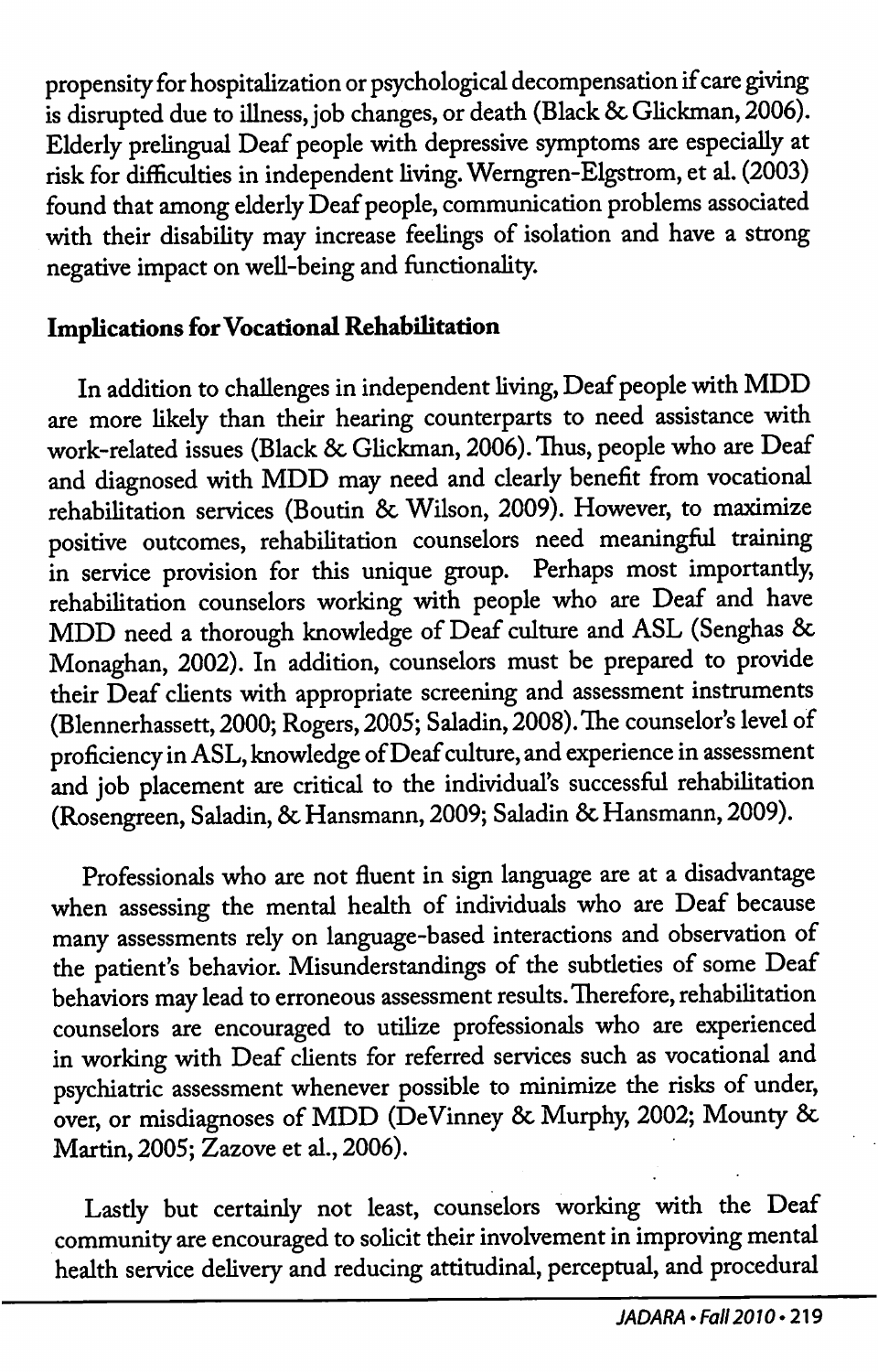propensity for hospitalization or psychological decompensation if care giving is disrupted due to illness, job changes, or death (Black & Glickman, 2006). Elderly prelingual Deaf people with depressive symptoms are especially at risk for difficulties in independent living. Werngren-Elgstrom, et al. (2003) found that among elderly Deaf people, communication problems associated with their disability may increase feelings of isolation and have a strong negative impact on well-being and functionality.

## Implications for Vocational Rehabilitation

In addition to challenges in independent living, Deaf people with MDD are more likely than their hearing counterparts to need assistance with work-related issues (Black & Glickman, 2006). Thus, people who are Deaf and diagnosed with MDD may need and clearly benefit from vocational rehabilitation services (Boutin & Wilson, 2009). However, to maximize positive outcomes, rehabilitation counselors need meaningful training in service provision for this unique group. Perhaps most importantly, rehabilitation counselors working with people who are Deaf and have MDD need a thorough knowledge of Deaf culture and ASL (Senghas & Monaghan, 2002). In addition, counselors must be prepared to provide their Deaf clients with appropriate screening and assessment instruments (Blennerhassett, 2000; Rogers, 2005; Saladin, 2008). The counselor's level of proficiency in ASL, knowledge of Deaf culture, and experience in assessment and job placement are critical to the individual's successful rehabilitation (Rosengreen, Saladin, & Hansmann, 2009; Saladin & Hansmann, 2009).

Professionals who are not fluent in sign language are at a disadvantage when assessing the mental health of individuals who are Deaf because many assessments rely on language-based interactions and observation of the patient's behavior. Misunderstandings of the subtleties of some Deaf behaviors may lead to erroneous assessment results. Therefore, rehabilitation counselors are encouraged to utilize professionals who are experienced in working with Deaf clients for referred services such as vocational and psychiatric assessment whenever possible to minimize the risks of under, over, or misdiagnoses of MDD (DeVinney & Murphy, 2002; Mounty & Martin, 2005; Zazove et al., 2006).

Lastly but certainly not least, counselors working with the Deaf community are encouraged to solicit their involvement in improving mental health service delivery and reducing attitudinal, perceptual, and procedural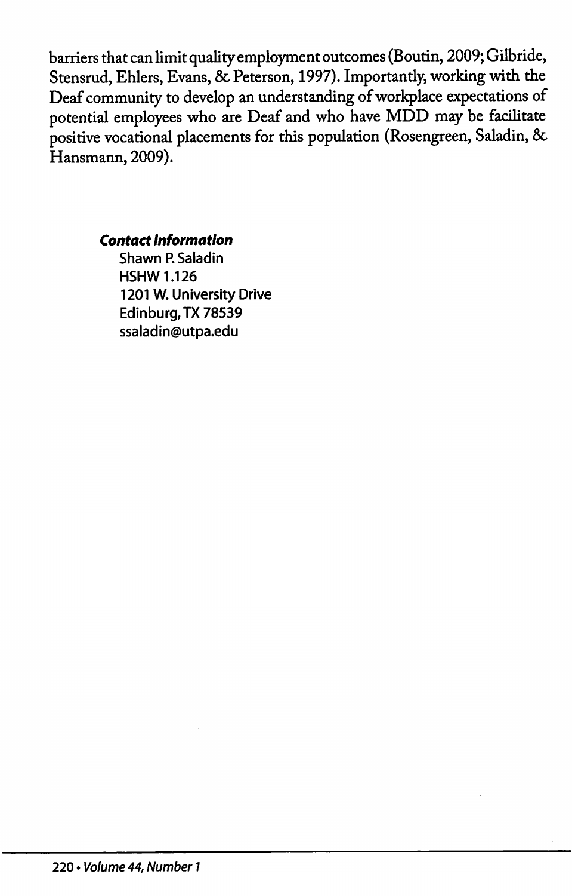barriers that can limit quality employment outcomes (Boutin, 2009; Gilbride, Stensrud, Ehlers, Evans, & Peterson, 1997). Importantly, working with the Deaf community to develop an understanding of workplace expectations of potential employees who are Deaf and who have MDD may be facilitate positive vocational placements for this population (Rosengreen, Saladin, & Hansmann, 2009).

***Contact Information***

Shawn P. Saladin
HSHW 1.126
1201 W. University Drive
Edinburg, TX 78539
ssaladin@utpa.edu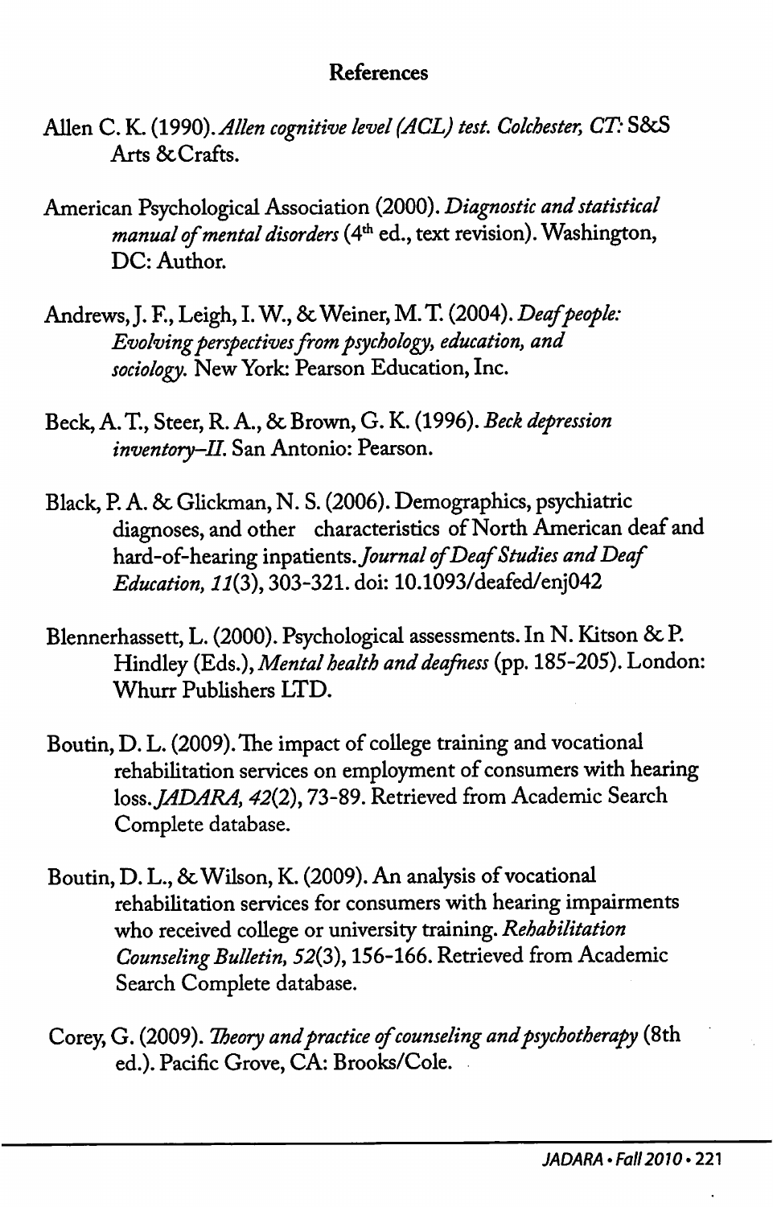## References

Allen C. K. (1990). *Allen cognitive level (ACL) test. Colchester, CT:* S&S Arts & Crafts.

American Psychological Association (2000). *Diagnostic and statistical manual of mental disorders* (4th ed., text revision). Washington, DC: Author.

Andrews, J. F., Leigh, I. W., & Weiner, M. T. (2004). *Deaf people: Evolving perspectives from psychology, education, and sociology.* New York: Pearson Education, Inc.

Beck, A. T., Steer, R. A., & Brown, G. K. (1996). *Beck depression inventory–II.* San Antonio: Pearson.

Black, P. A. & Glickman, N. S. (2006). Demographics, psychiatric diagnoses, and other characteristics of North American deaf and hard-of-hearing inpatients. *Journal of Deaf Studies and Deaf Education, 11*(3), 303-321. doi: 10.1093/deafed/enj042

Blennerhassett, L. (2000). Psychological assessments. In N. Kitson & P. Hindley (Eds.), *Mental health and deafness* (pp. 185-205). London: Whurr Publishers LTD.

Boutin, D. L. (2009). The impact of college training and vocational rehabilitation services on employment of consumers with hearing loss. *JADARA, 42*(2), 73-89. Retrieved from Academic Search Complete database.

Boutin, D. L., & Wilson, K. (2009). An analysis of vocational rehabilitation services for consumers with hearing impairments who received college or university training. *Rehabilitation Counseling Bulletin, 52*(3), 156-166. Retrieved from Academic Search Complete database.

Corey, G. (2009). *Theory and practice of counseling and psychotherapy* (8th ed.). Pacific Grove, CA: Brooks/Cole.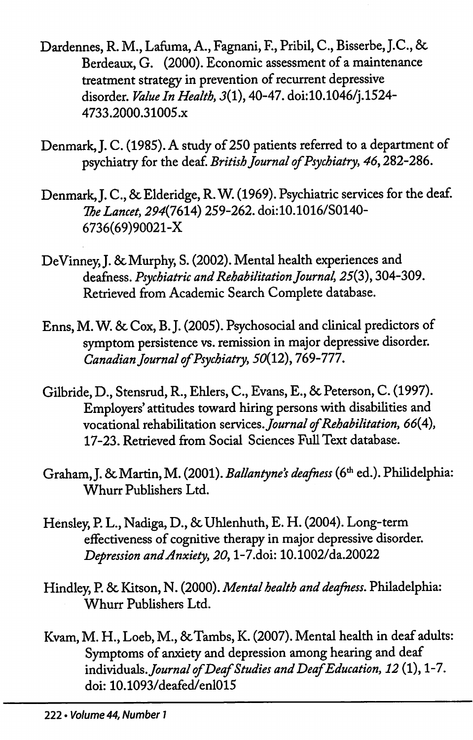Dardennes, R. M., Lafuma, A., Fagnani, F., Pribil, C., Bisserbe, J.C., & Berdeaux, G. (2000). Economic assessment of a maintenance treatment strategy in prevention of recurrent depressive disorder. *Value In Health, 3*(1), 40-47. doi:10.1046/j.1524-4733.2000.31005.x

Denmark, J. C. (1985). A study of 250 patients referred to a department of psychiatry for the deaf. *British Journal of Psychiatry, 46*, 282-286.

Denmark, J. C., & Elderidge, R. W. (1969). Psychiatric services for the deaf. *The Lancet, 294*(7614) 259-262. doi:10.1016/S0140-6736(69)90021-X

DeVinney, J. & Murphy, S. (2002). Mental health experiences and deafness. *Psychiatric and Rehabilitation Journal, 25*(3), 304-309. Retrieved from Academic Search Complete database.

Enns, M. W. & Cox, B. J. (2005). Psychosocial and clinical predictors of symptom persistence vs. remission in major depressive disorder. *Canadian Journal of Psychiatry, 50*(12), 769-777.

Gilbride, D., Stensrud, R., Ehlers, C., Evans, E., & Peterson, C. (1997). Employers' attitudes toward hiring persons with disabilities and vocational rehabilitation services. *Journal of Rehabilitation, 66*(4), 17-23. Retrieved from Social Sciences Full Text database.

Graham, J. & Martin, M. (2001). *Ballantyne's deafness* (6th ed.). Philidelphia: Whurr Publishers Ltd.

Hensley, P. L., Nadiga, D., & Uhlenhuth, E. H. (2004). Long-term effectiveness of cognitive therapy in major depressive disorder. *Depression and Anxiety, 20*, 1-7.doi: 10.1002/da.20022

Hindley, P. & Kitson, N. (2000). *Mental health and deafness*. Philadelphia: Whurr Publishers Ltd.

Kvam, M. H., Loeb, M., & Tambs, K. (2007). Mental health in deaf adults: Symptoms of anxiety and depression among hearing and deaf individuals. *Journal of Deaf Studies and Deaf Education, 12* (1), 1-7. doi: 10.1093/deafed/enl015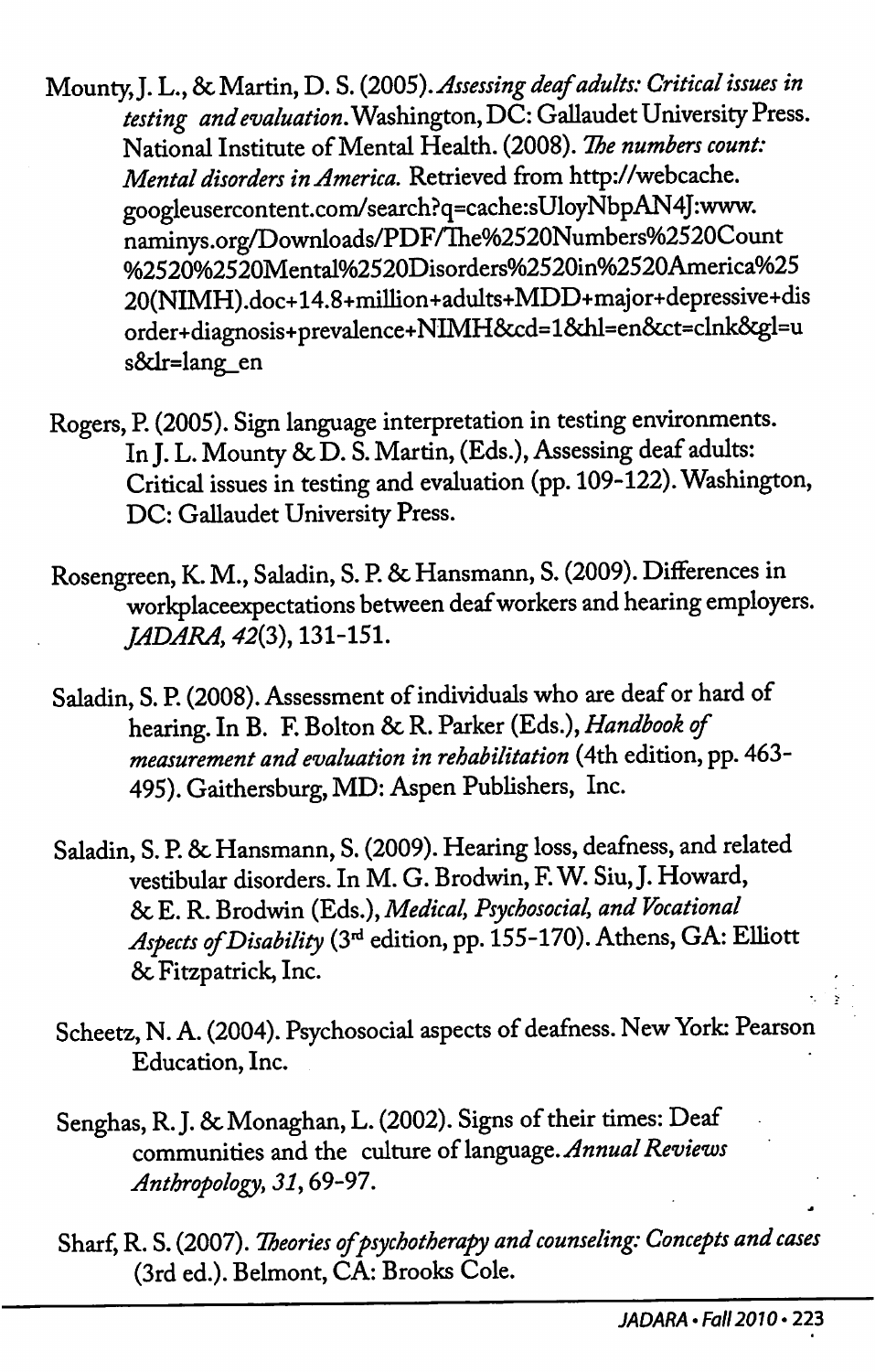Mounty, J. L., & Martin, D. S. (2005). *Assessing deaf adults: Critical issues in testing and evaluation*. Washington, DC: Gallaudet University Press. National Institute of Mental Health. (2008). *The numbers count: Mental disorders in America.* Retrieved from http://webcache.googleusercontent.com/search?q=cache:sUloyNbpAN4J:www.naminys.org/Downloads/PDF/The%2520Numbers%2520Count%2520%2520Mental%2520Disorders%2520in%2520America%2520(NIMH).doc+14.8+million+adults+MDD+major+depressive+disorder+diagnosis+prevalence+NIMH&cd=1&hl=en&ct=clnk&gl=us&lr=lang_en

Rogers, P. (2005). Sign language interpretation in testing environments. In J. L. Mounty & D. S. Martin, (Eds.), Assessing deaf adults: Critical issues in testing and evaluation (pp. 109-122). Washington, DC: Gallaudet University Press.

Rosengreen, K. M., Saladin, S. P. & Hansmann, S. (2009). Differences in workplaceexpectations between deaf workers and hearing employers. *JADARA, 42*(3), 131-151.

Saladin, S. P. (2008). Assessment of individuals who are deaf or hard of hearing. In B. F. Bolton & R. Parker (Eds.), *Handbook of measurement and evaluation in rehabilitation* (4th edition, pp. 463-495). Gaithersburg, MD: Aspen Publishers, Inc.

Saladin, S. P. & Hansmann, S. (2009). Hearing loss, deafness, and related vestibular disorders. In M. G. Brodwin, F. W. Siu, J. Howard, & E. R. Brodwin (Eds.), *Medical, Psychosocial, and Vocational Aspects of Disability* (3rd edition, pp. 155-170). Athens, GA: Elliott & Fitzpatrick, Inc.

Scheetz, N. A. (2004). Psychosocial aspects of deafness. New York: Pearson Education, Inc.

Senghas, R. J. & Monaghan, L. (2002). Signs of their times: Deaf communities and the culture of language. *Annual Reviews Anthropology, 31*, 69-97.

Sharf, R. S. (2007). *Theories of psychotherapy and counseling: Concepts and cases* (3rd ed.). Belmont, CA: Brooks Cole.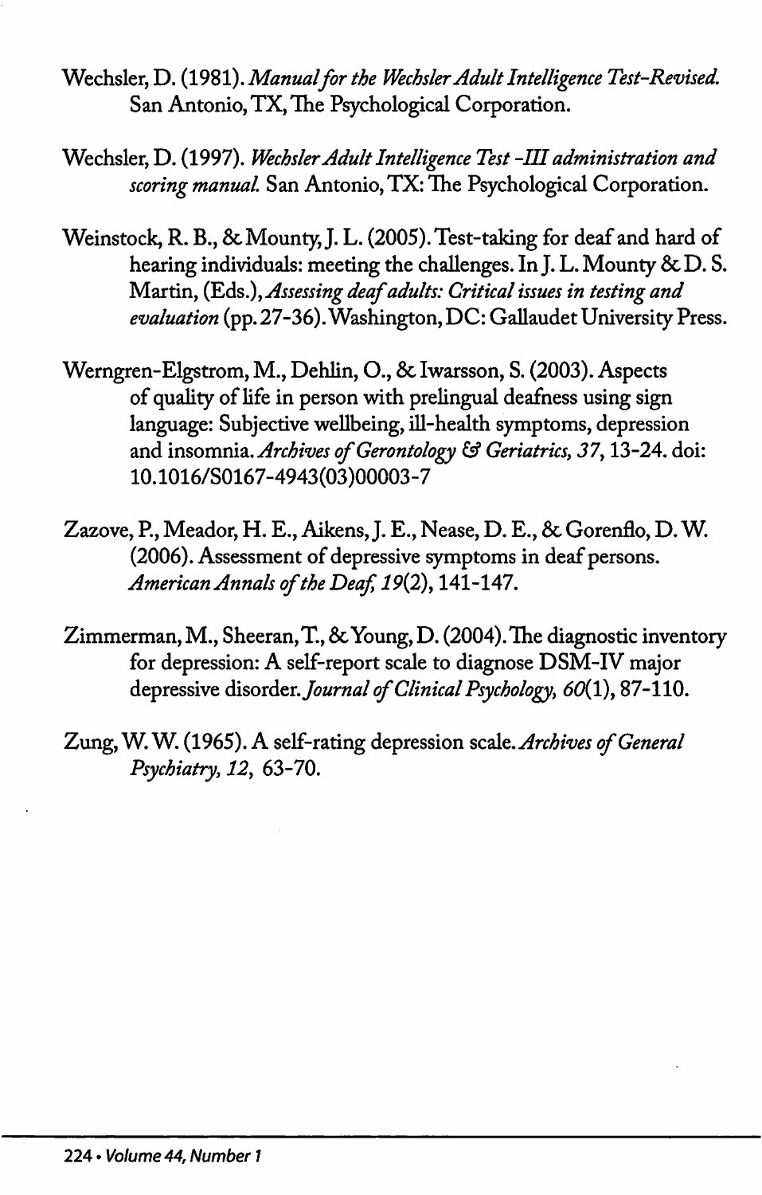Wechsler, D. (1981). *Manual for the Wechsler Adult Intelligence Test-Revised.* San Antonio, TX, The Psychological Corporation.

Wechsler, D. (1997). *Wechsler Adult Intelligence Test -III administration and scoring manual.* San Antonio, TX: The Psychological Corporation.

Weinstock, R. B., & Mounty, J. L. (2005). Test-taking for deaf and hard of hearing individuals: meeting the challenges. In J. L. Mounty & D. S. Martin, (Eds.), *Assessing deaf adults: Critical issues in testing and evaluation* (pp. 27-36). Washington, DC: Gallaudet University Press.

Werngren-Elgstrom, M., Dehlin, O., & Iwarsson, S. (2003). Aspects of quality of life in person with prelingual deafness using sign language: Subjective wellbeing, ill-health symptoms, depression and insomnia. *Archives of Gerontology & Geriatrics, 37*, 13-24. doi: 10.1016/S0167-4943(03)00003-7

Zazove, P., Meador, H. E., Aikens, J. E., Nease, D. E., & Gorenflo, D. W. (2006). Assessment of depressive symptoms in deaf persons. *American Annals of the Deaf, 19*(2), 141-147.

Zimmerman, M., Sheeran, T., & Young, D. (2004). The diagnostic inventory for depression: A self-report scale to diagnose DSM-IV major depressive disorder. *Journal of Clinical Psychology, 60*(1), 87-110.

Zung, W. W. (1965). A self-rating depression scale. *Archives of General Psychiatry, 12*, 63-70.